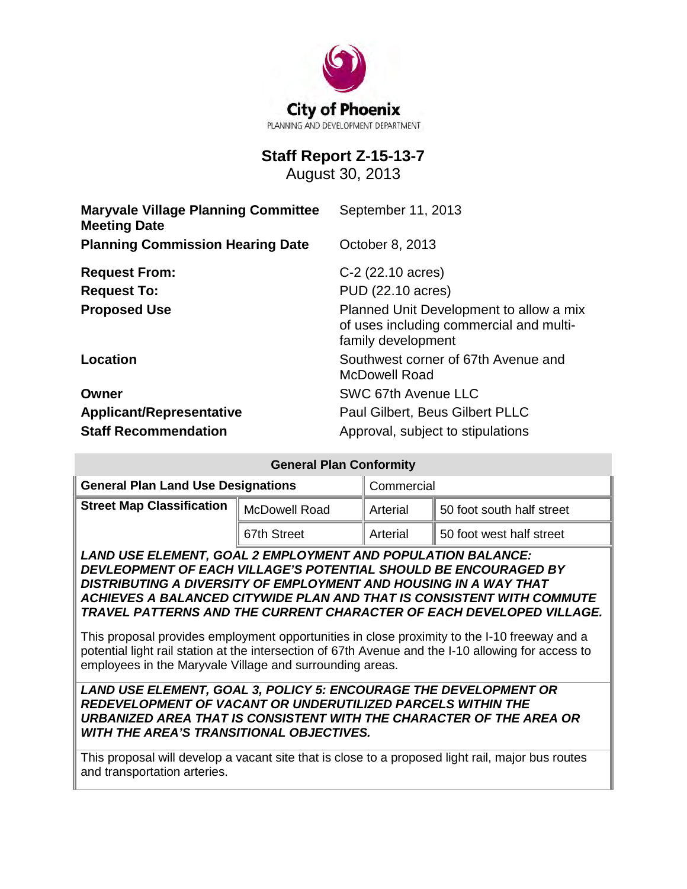City of Phoenix
PLANNING AND DEVELOPMENT DEPARTMENT

# Staff Report Z-15-13-7

August 30, 2013

| | |
|---|---|
| **Maryvale Village Planning Committee Meeting Date** | September 11, 2013 |
| **Planning Commission Hearing Date** | October 8, 2013 |
| **Request From:** | C-2 (22.10 acres) |
| **Request To:** | PUD (22.10 acres) |
| **Proposed Use** | Planned Unit Development to allow a mix of uses including commercial and multi-family development |
| **Location** | Southwest corner of 67th Avenue and McDowell Road |
| **Owner** | SWC 67th Avenue LLC |
| **Applicant/Representative** | Paul Gilbert, Beus Gilbert PLLC |
| **Staff Recommendation** | Approval, subject to stipulations |

## General Plan Conformity

| **General Plan Land Use Designations** | | Commercial | |
|---|---|---|---|
| **Street Map Classification** | McDowell Road | Arterial | 50 foot south half street |
| | 67th Street | Arterial | 50 foot west half street |

***LAND USE ELEMENT, GOAL 2 EMPLOYMENT AND POPULATION BALANCE: DEVLEOPMENT OF EACH VILLAGE'S POTENTIAL SHOULD BE ENCOURAGED BY DISTRIBUTING A DIVERSITY OF EMPLOYMENT AND HOUSING IN A WAY THAT ACHIEVES A BALANCED CITYWIDE PLAN AND THAT IS CONSISTENT WITH COMMUTE TRAVEL PATTERNS AND THE CURRENT CHARACTER OF EACH DEVELOPED VILLAGE.***

This proposal provides employment opportunities in close proximity to the I-10 freeway and a potential light rail station at the intersection of 67th Avenue and the I-10 allowing for access to employees in the Maryvale Village and surrounding areas.

***LAND USE ELEMENT, GOAL 3, POLICY 5: ENCOURAGE THE DEVELOPMENT OR REDEVELOPMENT OF VACANT OR UNDERUTILIZED PARCELS WITHIN THE URBANIZED AREA THAT IS CONSISTENT WITH THE CHARACTER OF THE AREA OR WITH THE AREA'S TRANSITIONAL OBJECTIVES.***

This proposal will develop a vacant site that is close to a proposed light rail, major bus routes and transportation arteries.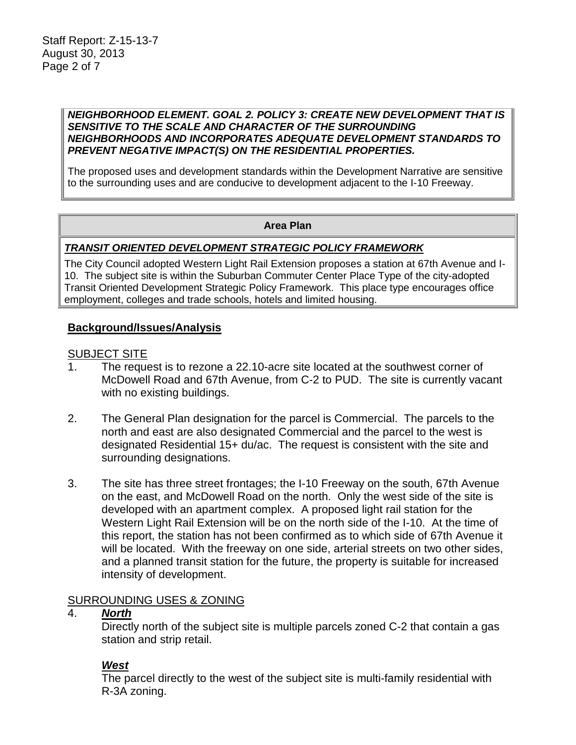***NEIGHBORHOOD ELEMENT. GOAL 2. POLICY 3: CREATE NEW DEVELOPMENT THAT IS SENSITIVE TO THE SCALE AND CHARACTER OF THE SURROUNDING NEIGHBORHOODS AND INCORPORATES ADEQUATE DEVELOPMENT STANDARDS TO PREVENT NEGATIVE IMPACT(S) ON THE RESIDENTIAL PROPERTIES.***

The proposed uses and development standards within the Development Narrative are sensitive to the surrounding uses and are conducive to development adjacent to the I-10 Freeway.

| **Area Plan** |
| --- |
| ***TRANSIT ORIENTED DEVELOPMENT STRATEGIC POLICY FRAMEWORK*** |
| The City Council adopted Western Light Rail Extension proposes a station at 67th Avenue and I-10. The subject site is within the Suburban Commuter Center Place Type of the city-adopted Transit Oriented Development Strategic Policy Framework. This place type encourages office employment, colleges and trade schools, hotels and limited housing. |

## Background/Issues/Analysis

SUBJECT SITE

1. The request is to rezone a 22.10-acre site located at the southwest corner of McDowell Road and 67th Avenue, from C-2 to PUD. The site is currently vacant with no existing buildings.

2. The General Plan designation for the parcel is Commercial. The parcels to the north and east are also designated Commercial and the parcel to the west is designated Residential 15+ du/ac. The request is consistent with the site and surrounding designations.

3. The site has three street frontages; the I-10 Freeway on the south, 67th Avenue on the east, and McDowell Road on the north. Only the west side of the site is developed with an apartment complex. A proposed light rail station for the Western Light Rail Extension will be on the north side of the I-10. At the time of this report, the station has not been confirmed as to which side of 67th Avenue it will be located. With the freeway on one side, arterial streets on two other sides, and a planned transit station for the future, the property is suitable for increased intensity of development.

SURROUNDING USES & ZONING

4. ***North***

   Directly north of the subject site is multiple parcels zoned C-2 that contain a gas station and strip retail.

   ***West***

   The parcel directly to the west of the subject site is multi-family residential with R-3A zoning.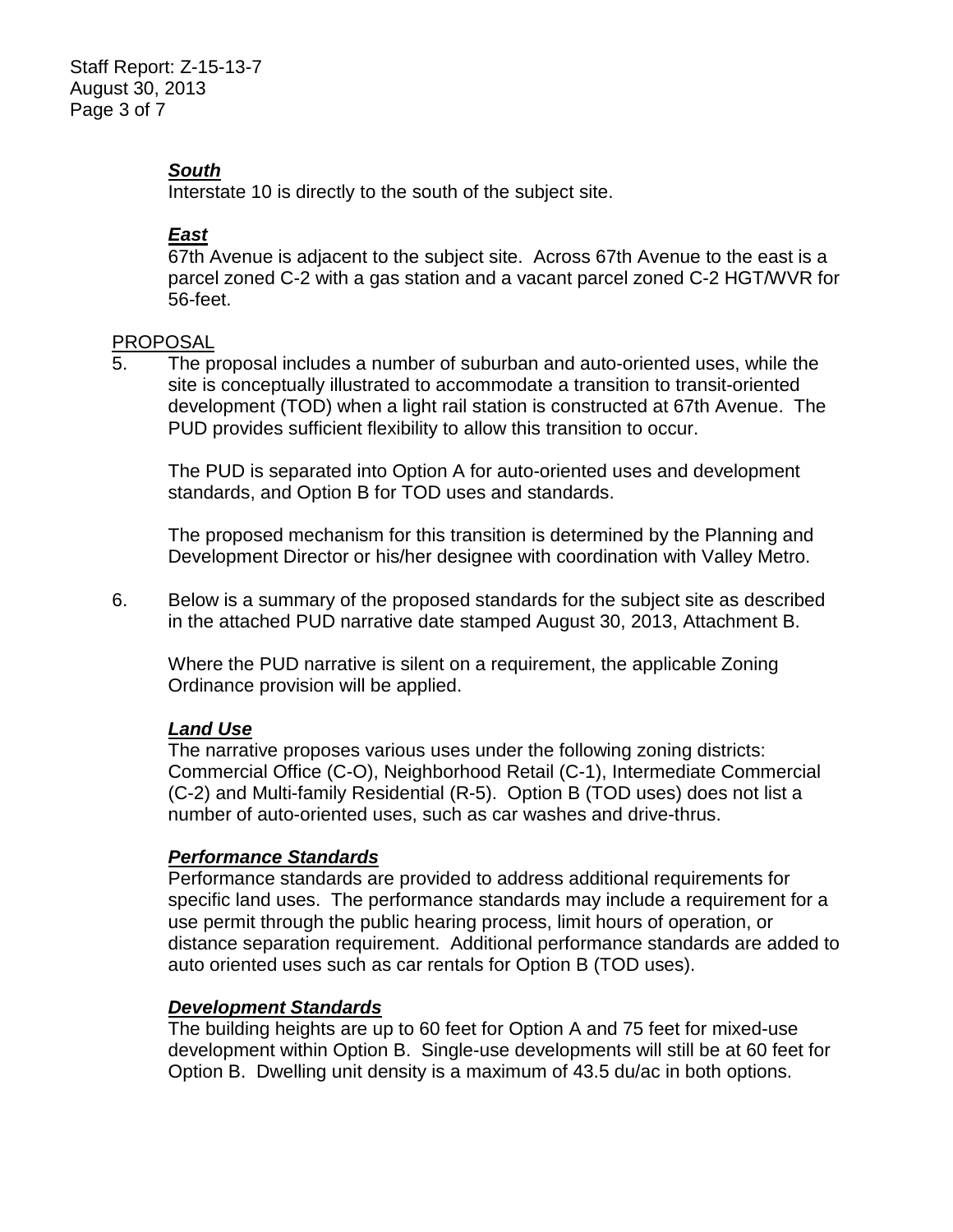***South***
Interstate 10 is directly to the south of the subject site.

***East***
67th Avenue is adjacent to the subject site. Across 67th Avenue to the east is a parcel zoned C-2 with a gas station and a vacant parcel zoned C-2 HGT/WVR for 56-feet.

PROPOSAL

5. The proposal includes a number of suburban and auto-oriented uses, while the site is conceptually illustrated to accommodate a transition to transit-oriented development (TOD) when a light rail station is constructed at 67th Avenue. The PUD provides sufficient flexibility to allow this transition to occur.

   The PUD is separated into Option A for auto-oriented uses and development standards, and Option B for TOD uses and standards.

   The proposed mechanism for this transition is determined by the Planning and Development Director or his/her designee with coordination with Valley Metro.

6. Below is a summary of the proposed standards for the subject site as described in the attached PUD narrative date stamped August 30, 2013, Attachment B.

   Where the PUD narrative is silent on a requirement, the applicable Zoning Ordinance provision will be applied.

   ***Land Use***
   The narrative proposes various uses under the following zoning districts: Commercial Office (C-O), Neighborhood Retail (C-1), Intermediate Commercial (C-2) and Multi-family Residential (R-5). Option B (TOD uses) does not list a number of auto-oriented uses, such as car washes and drive-thrus.

   ***Performance Standards***
   Performance standards are provided to address additional requirements for specific land uses. The performance standards may include a requirement for a use permit through the public hearing process, limit hours of operation, or distance separation requirement. Additional performance standards are added to auto oriented uses such as car rentals for Option B (TOD uses).

   ***Development Standards***
   The building heights are up to 60 feet for Option A and 75 feet for mixed-use development within Option B. Single-use developments will still be at 60 feet for Option B. Dwelling unit density is a maximum of 43.5 du/ac in both options.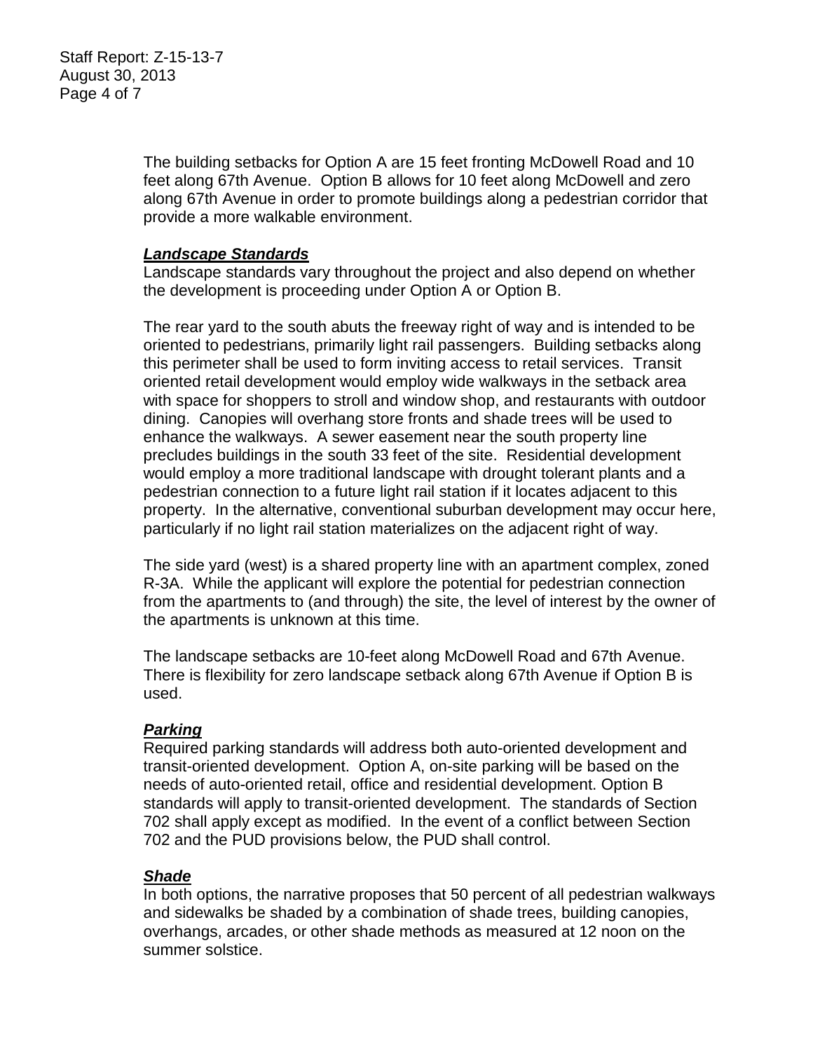The building setbacks for Option A are 15 feet fronting McDowell Road and 10 feet along 67th Avenue. Option B allows for 10 feet along McDowell and zero along 67th Avenue in order to promote buildings along a pedestrian corridor that provide a more walkable environment.

***Landscape Standards***

Landscape standards vary throughout the project and also depend on whether the development is proceeding under Option A or Option B.

The rear yard to the south abuts the freeway right of way and is intended to be oriented to pedestrians, primarily light rail passengers. Building setbacks along this perimeter shall be used to form inviting access to retail services. Transit oriented retail development would employ wide walkways in the setback area with space for shoppers to stroll and window shop, and restaurants with outdoor dining. Canopies will overhang store fronts and shade trees will be used to enhance the walkways. A sewer easement near the south property line precludes buildings in the south 33 feet of the site. Residential development would employ a more traditional landscape with drought tolerant plants and a pedestrian connection to a future light rail station if it locates adjacent to this property. In the alternative, conventional suburban development may occur here, particularly if no light rail station materializes on the adjacent right of way.

The side yard (west) is a shared property line with an apartment complex, zoned R-3A. While the applicant will explore the potential for pedestrian connection from the apartments to (and through) the site, the level of interest by the owner of the apartments is unknown at this time.

The landscape setbacks are 10-feet along McDowell Road and 67th Avenue. There is flexibility for zero landscape setback along 67th Avenue if Option B is used.

***Parking***

Required parking standards will address both auto-oriented development and transit-oriented development. Option A, on-site parking will be based on the needs of auto-oriented retail, office and residential development. Option B standards will apply to transit-oriented development. The standards of Section 702 shall apply except as modified. In the event of a conflict between Section 702 and the PUD provisions below, the PUD shall control.

***Shade***

In both options, the narrative proposes that 50 percent of all pedestrian walkways and sidewalks be shaded by a combination of shade trees, building canopies, overhangs, arcades, or other shade methods as measured at 12 noon on the summer solstice.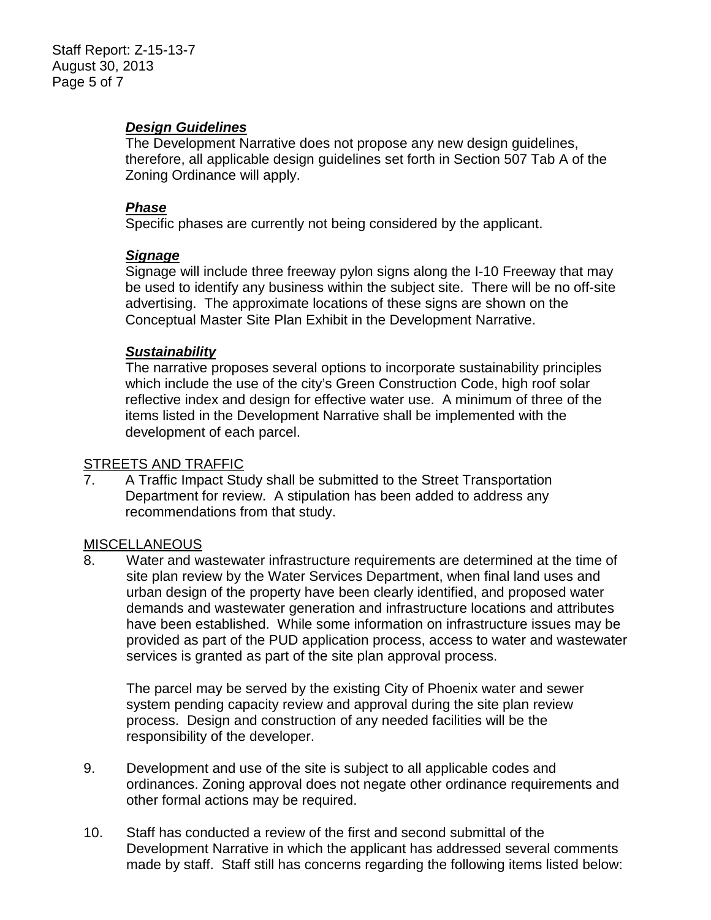***Design Guidelines***
The Development Narrative does not propose any new design guidelines, therefore, all applicable design guidelines set forth in Section 507 Tab A of the Zoning Ordinance will apply.

***Phase***
Specific phases are currently not being considered by the applicant.

***Signage***
Signage will include three freeway pylon signs along the I-10 Freeway that may be used to identify any business within the subject site. There will be no off-site advertising. The approximate locations of these signs are shown on the Conceptual Master Site Plan Exhibit in the Development Narrative.

***Sustainability***
The narrative proposes several options to incorporate sustainability principles which include the use of the city's Green Construction Code, high roof solar reflective index and design for effective water use. A minimum of three of the items listed in the Development Narrative shall be implemented with the development of each parcel.

STREETS AND TRAFFIC

7. A Traffic Impact Study shall be submitted to the Street Transportation Department for review. A stipulation has been added to address any recommendations from that study.

MISCELLANEOUS

8. Water and wastewater infrastructure requirements are determined at the time of site plan review by the Water Services Department, when final land uses and urban design of the property have been clearly identified, and proposed water demands and wastewater generation and infrastructure locations and attributes have been established. While some information on infrastructure issues may be provided as part of the PUD application process, access to water and wastewater services is granted as part of the site plan approval process.

   The parcel may be served by the existing City of Phoenix water and sewer system pending capacity review and approval during the site plan review process. Design and construction of any needed facilities will be the responsibility of the developer.

9. Development and use of the site is subject to all applicable codes and ordinances. Zoning approval does not negate other ordinance requirements and other formal actions may be required.

10. Staff has conducted a review of the first and second submittal of the Development Narrative in which the applicant has addressed several comments made by staff. Staff still has concerns regarding the following items listed below: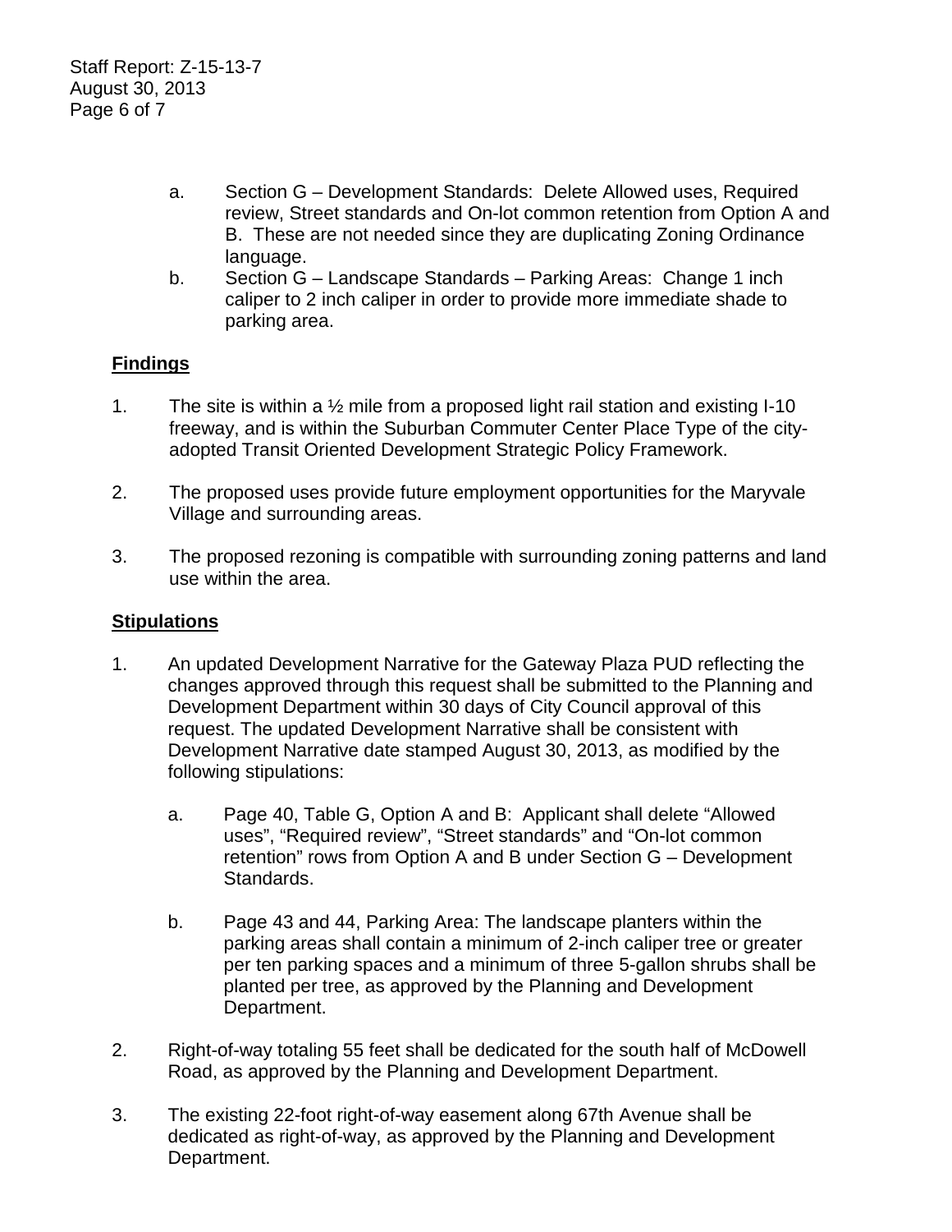a. Section G – Development Standards: Delete Allowed uses, Required review, Street standards and On-lot common retention from Option A and B. These are not needed since they are duplicating Zoning Ordinance language.

b. Section G – Landscape Standards – Parking Areas: Change 1 inch caliper to 2 inch caliper in order to provide more immediate shade to parking area.

## Findings

1. The site is within a ½ mile from a proposed light rail station and existing I-10 freeway, and is within the Suburban Commuter Center Place Type of the city-adopted Transit Oriented Development Strategic Policy Framework.

2. The proposed uses provide future employment opportunities for the Maryvale Village and surrounding areas.

3. The proposed rezoning is compatible with surrounding zoning patterns and land use within the area.

## Stipulations

1. An updated Development Narrative for the Gateway Plaza PUD reflecting the changes approved through this request shall be submitted to the Planning and Development Department within 30 days of City Council approval of this request. The updated Development Narrative shall be consistent with Development Narrative date stamped August 30, 2013, as modified by the following stipulations:

   a. Page 40, Table G, Option A and B: Applicant shall delete "Allowed uses", "Required review", "Street standards" and "On-lot common retention" rows from Option A and B under Section G – Development Standards.

   b. Page 43 and 44, Parking Area: The landscape planters within the parking areas shall contain a minimum of 2-inch caliper tree or greater per ten parking spaces and a minimum of three 5-gallon shrubs shall be planted per tree, as approved by the Planning and Development Department.

2. Right-of-way totaling 55 feet shall be dedicated for the south half of McDowell Road, as approved by the Planning and Development Department.

3. The existing 22-foot right-of-way easement along 67th Avenue shall be dedicated as right-of-way, as approved by the Planning and Development Department.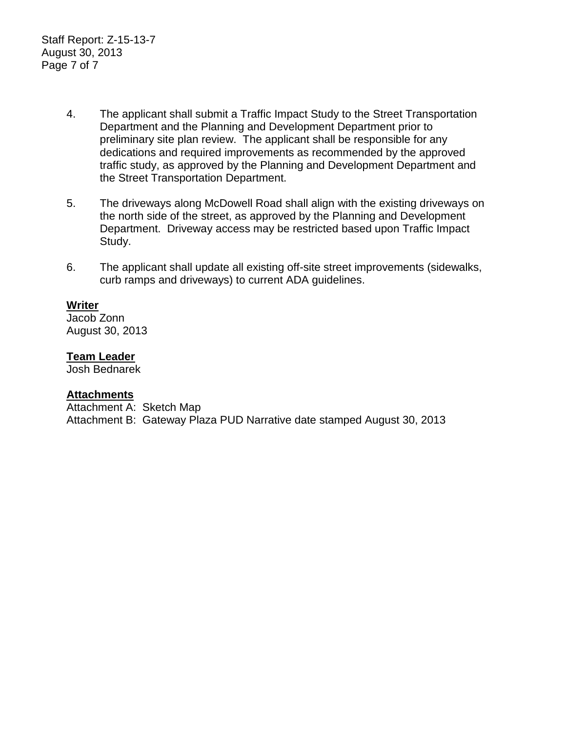4. The applicant shall submit a Traffic Impact Study to the Street Transportation Department and the Planning and Development Department prior to preliminary site plan review. The applicant shall be responsible for any dedications and required improvements as recommended by the approved traffic study, as approved by the Planning and Development Department and the Street Transportation Department.

5. The driveways along McDowell Road shall align with the existing driveways on the north side of the street, as approved by the Planning and Development Department. Driveway access may be restricted based upon Traffic Impact Study.

6. The applicant shall update all existing off-site street improvements (sidewalks, curb ramps and driveways) to current ADA guidelines.

**Writer**
Jacob Zonn
August 30, 2013

**Team Leader**
Josh Bednarek

**Attachments**
Attachment A: Sketch Map
Attachment B: Gateway Plaza PUD Narrative date stamped August 30, 2013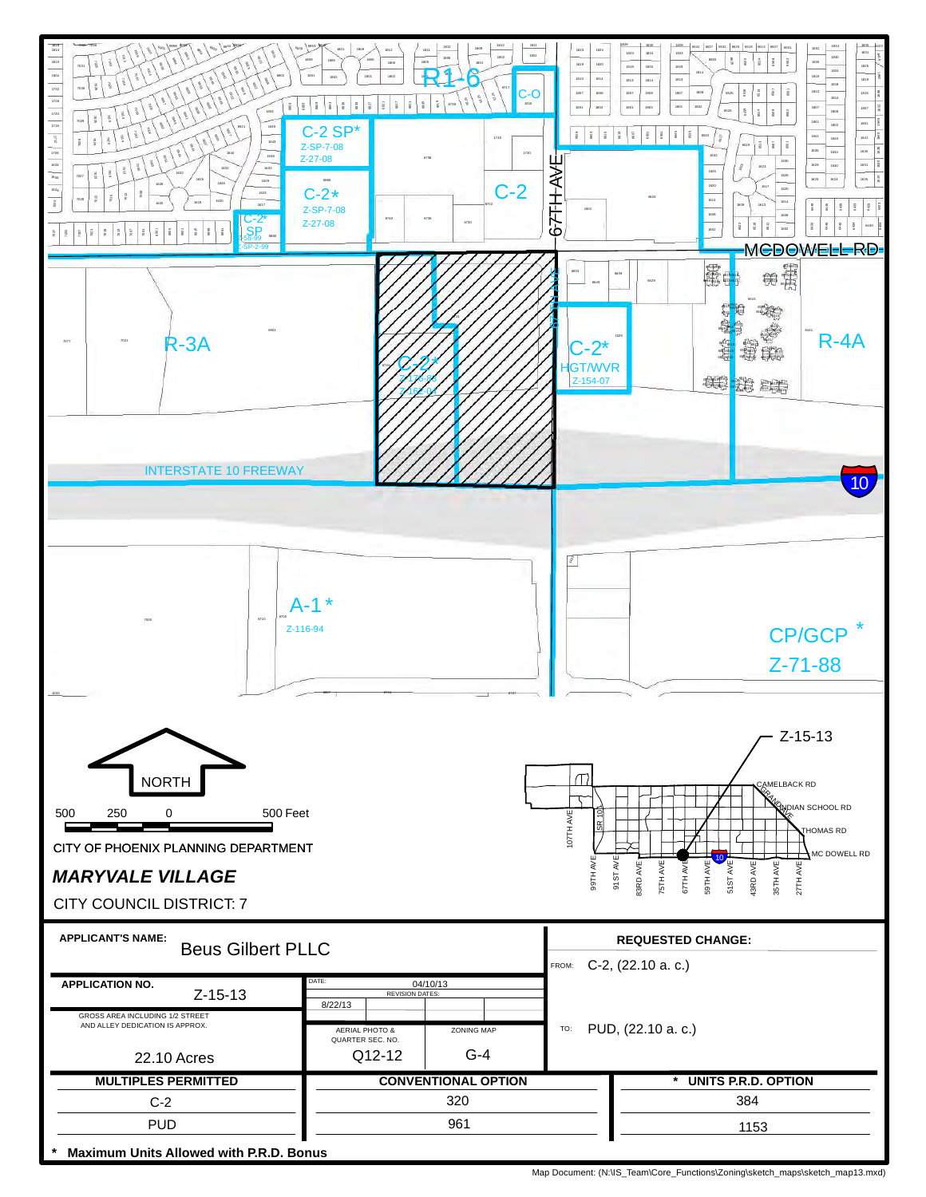R1-6

C-O

C-2 SP*
Z-SP-7-08
Z-27-08

C-2*
Z-SP-7-08
Z-27-08

C-2

67TH AVE

C-2*
SP
Z-58-99
Z-SP-2-99

MCDOWELL RD

R-3A

C-2*
Z-175-84
Z-162-04

C-2*
HGT/WVR
Z-154-07

R-4A

INTERSTATE 10 FREEWAY

10

A-1 *
Z-116-94

CP/GCP *
Z-71-88

NORTH

500 250 0 500 Feet

CITY OF PHOENIX PLANNING DEPARTMENT

***MARYVALE VILLAGE***

CITY COUNCIL DISTRICT: 7

Z-15-13

CAMELBACK RD
GRAND AVE
INDIAN SCHOOL RD
THOMAS RD
MC DOWELL RD
107TH AVE
SR 101
99TH AVE
91ST AVE
83RD AVE
75TH AVE
67TH AVE
59TH AVE
51ST AVE
43RD AVE
35TH AVE
27TH AVE

| | | | |
|---|---|---|---|
| **APPLICANT'S NAME:** Beus Gilbert PLLC | | | **REQUESTED CHANGE:** |
| **APPLICATION NO.** Z-15-13 | DATE: 04/10/13 REVISION DATES: 8/22/13 | | FROM: C-2, (22.10 a. c.) |
| GROSS AREA INCLUDING 1/2 STREET AND ALLEY DEDICATION IS APPROX. 22.10 Acres | AERIAL PHOTO & QUARTER SEC. NO. Q12-12 | ZONING MAP G-4 | TO: PUD, (22.10 a. c.) |

| MULTIPLES PERMITTED | CONVENTIONAL OPTION | * UNITS P.R.D. OPTION |
|---|---|---|
| C-2 | 320 | 384 |
| PUD | 961 | 1153 |

**\* Maximum Units Allowed with P.R.D. Bonus**

Map Document: (N:\IS_Team\Core_Functions\Zoning\sketch_maps\sketch_map13.mxd)